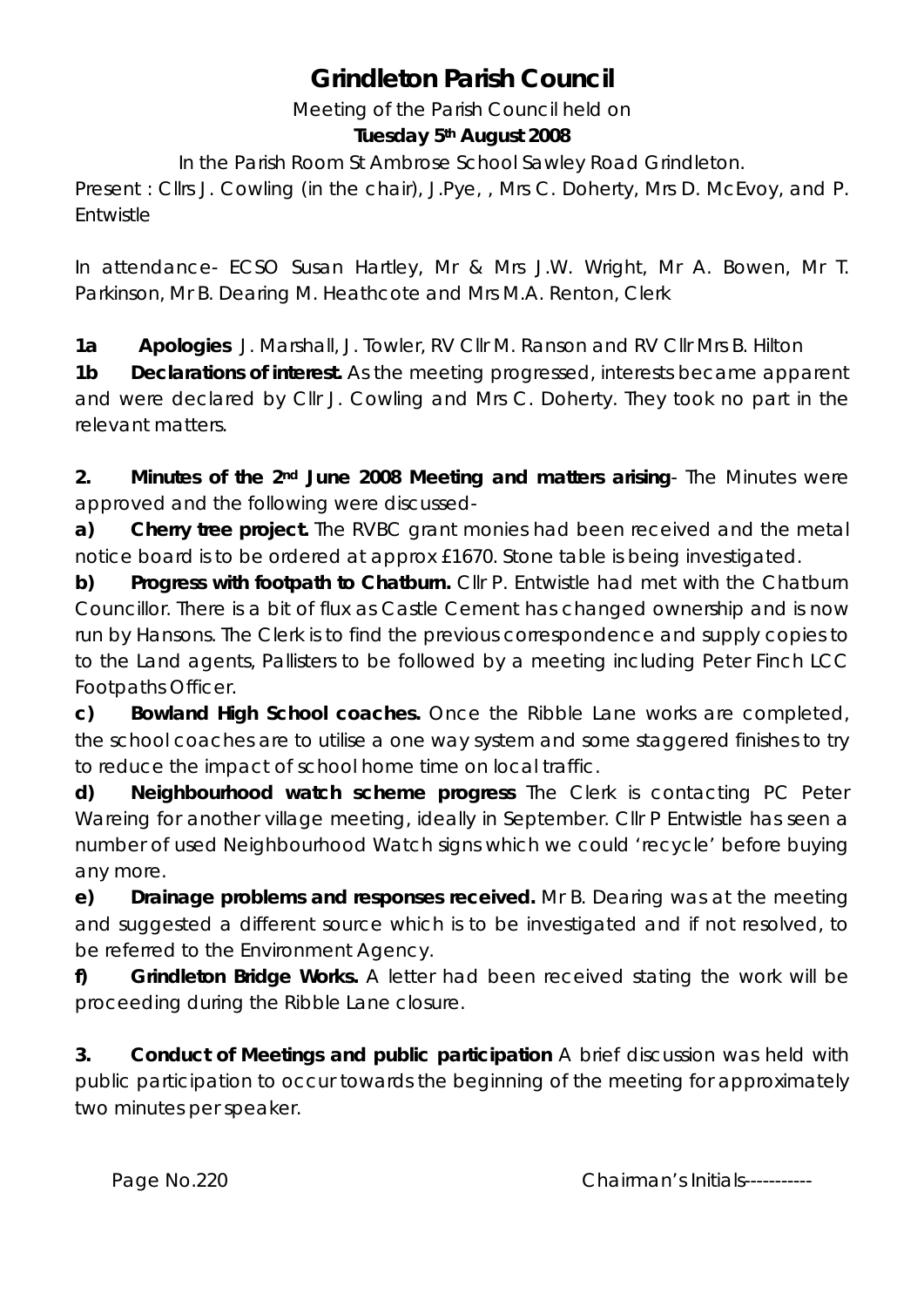# Grindleton Parish Council

Meeting of the Parish Council held on

**Tuesday 5th August 2008**

In the Parish Room St Ambrose School Sawley Road Grindleton.

Present : Cllrs J. Cowling (in the chair), J.Pye, , Mrs C. Doherty, Mrs D. McEvoy, and P. Entwistle

In attendance- ECSO Susan Hartley, Mr & Mrs J.W. Wright, Mr A. Bowen, Mr T. Parkinson, Mr B. Dearing M. Heathcote and Mrs M.A. Renton, Clerk

**1a Apologies** J. Marshall, J. Towler, RV Cllr M. Ranson and RV Cllr Mrs B. Hilton

**1b Declarations of interest.** As the meeting progressed, interests became apparent and were declared by Cllr J. Cowling and Mrs C. Doherty. They took no part in the relevant matters.

**2. Minutes of the 2nd June 2008 Meeting and matters arising**- The Minutes were approved and the following were discussed-

**a) Cherry tree project.** The RVBC grant monies had been received and the metal notice board is to be ordered at approx £1670. Stone table is being investigated.

**b) Progress with footpath to Chatburn.** Cllr P. Entwistle had met with the Chatburn Councillor. There is a bit of flux as Castle Cement has changed ownership and is now run by Hansons. The Clerk is to find the previous correspondence and supply copies to to the Land agents, Pallisters to be followed by a meeting including Peter Finch LCC Footpaths Officer.

**c) Bowland High School coaches.** Once the Ribble Lane works are completed, the school coaches are to utilise a one way system and some staggered finishes to try to reduce the impact of school home time on local traffic.

**d) Neighbourhood watch scheme progress** The Clerk is contacting PC Peter Wareing for another village meeting, ideally in September. Cllr P Entwistle has seen a number of used Neighbourhood Watch signs which we could 'recycle' before buying any more.

**e) Drainage problems and responses received.** Mr B. Dearing was at the meeting and suggested a different source which is to be investigated and if not resolved, to be referred to the Environment Agency.

**f) Grindleton Bridge Works.** A letter had been received stating the work will be proceeding during the Ribble Lane closure.

**3. Conduct of Meetings and public participation** A brief discussion was held with public participation to occur towards the beginning of the meeting for approximately two minutes per speaker.

Page No.220 Chairman's Initials----------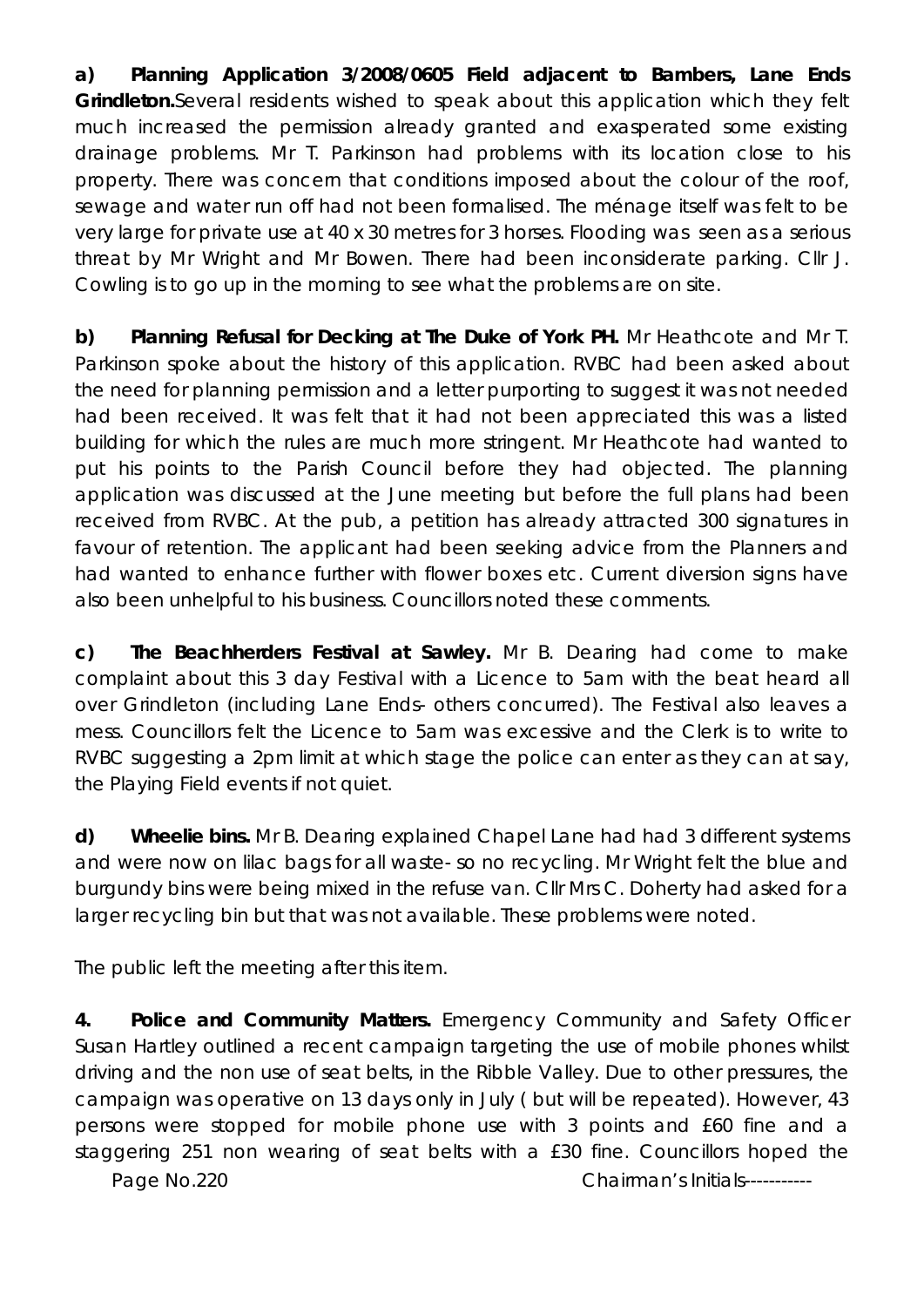**a) Planning Application 3/2008/0605 Field adjacent to Bambers, Lane Ends Grindleton.** Several residents wished to speak about this application which they felt much increased the permission already granted and exasperated some existing drainage problems. Mr T. Parkinson had problems with its location close to his property. There was concern that conditions imposed about the colour of the roof, sewage and water run off had not been formalised. The ménage itself was felt to be very large for private use at 40 x 30 metres for 3 horses. Flooding was seen as a serious threat by Mr Wright and Mr Bowen. There had been inconsiderate parking. Cllr J. Cowling is to go up in the morning to see what the problems are on site.

**b) Planning Refusal for Decking at The Duke of York PH.** Mr Heathcote and Mr T. Parkinson spoke about the history of this application. RVBC had been asked about the need for planning permission and a letter purporting to suggest it was not needed had been received. It was felt that it had not been appreciated this was a listed building for which the rules are much more stringent. Mr Heathcote had wanted to put his points to the Parish Council before they had objected. The planning application was discussed at the June meeting but before the full plans had been received from RVBC. At the pub, a petition has already attracted 300 signatures in favour of retention. The applicant had been seeking advice from the Planners and had wanted to enhance further with flower boxes etc. Current diversion signs have also been unhelpful to his business. Councillors noted these comments.

**c) The Beachherders Festival at Sawley.** Mr B. Dearing had come to make complaint about this 3 day Festival with a Licence to 5am with the beat heard all over Grindleton (including Lane Ends- others concurred). The Festival also leaves a mess. Councillors felt the Licence to 5am was excessive and the Clerk is to write to RVBC suggesting a 2pm limit at which stage the police can enter as they can at say, the Playing Field events if not quiet.

**d) Wheelie bins.** Mr B. Dearing explained Chapel Lane had had 3 different systems and were now on lilac bags for all waste- so no recycling. Mr Wright felt the blue and burgundy bins were being mixed in the refuse van. Cllr Mrs C. Doherty had asked for a larger recycling bin but that was not available. These problems were noted.

The public left the meeting after this item.

**4. Police and Community Matters.** Emergency Community and Safety Officer Susan Hartley outlined a recent campaign targeting the use of mobile phones whilst driving and the non use of seat belts, in the Ribble Valley. Due to other pressures, the campaign was operative on 13 days only in July ( but will be repeated). However, 43 persons were stopped for mobile phone use with 3 points and £60 fine and a staggering 251 non wearing of seat belts with a £30 fine. Councillors hoped the

Chairman's Initials----------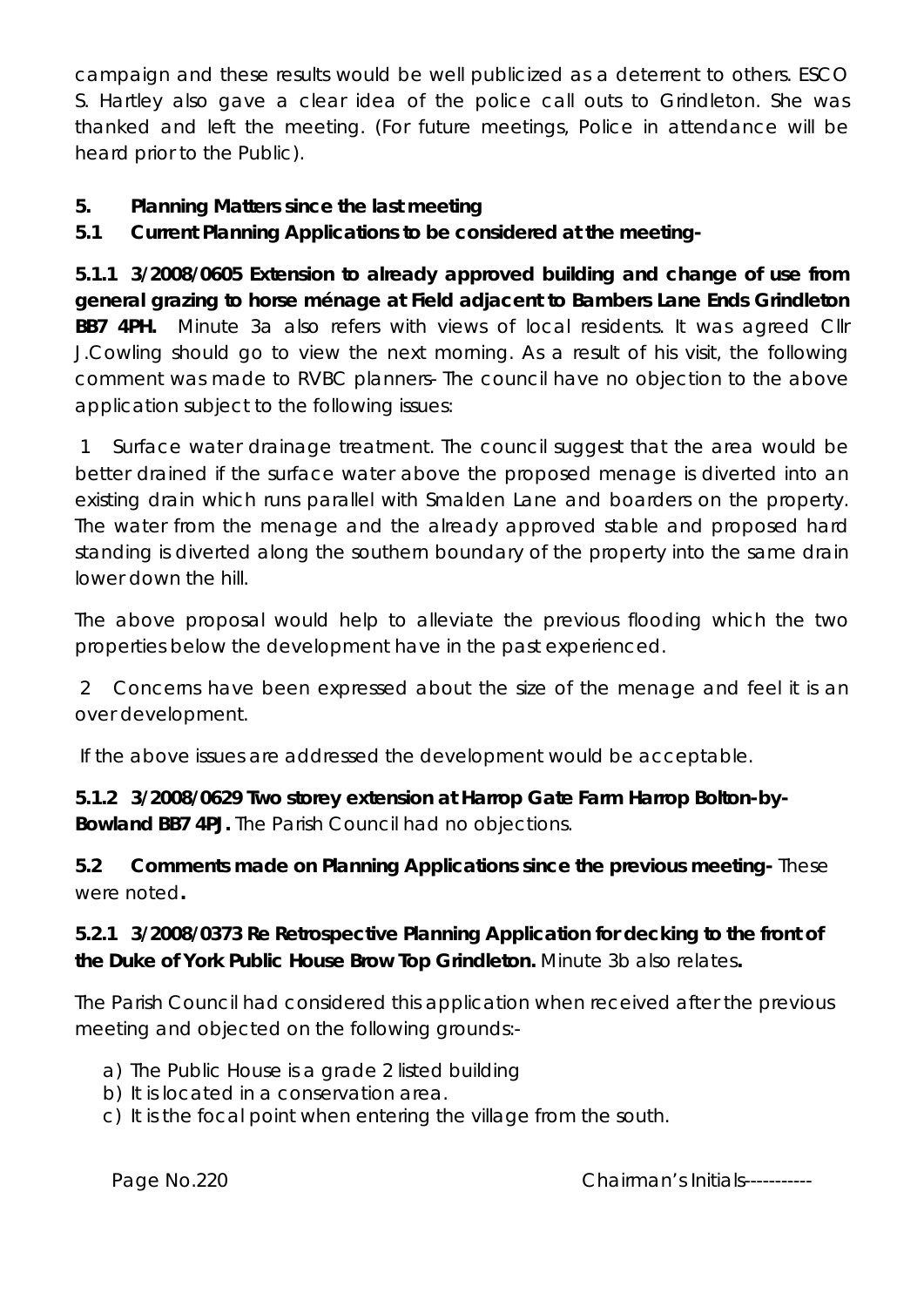campaign and these results would be well publicized as a deterrent to others. ESCO S. Hartley also gave a clear idea of the police call outs to Grindleton. She was thanked and left the meeting. (For future meetings, Police in attendance will be heard prior to the Public).

**5. Planning Matters since the last meeting**

**5.1 Current Planning Applications to be considered at the meeting-**

**5.1.1 3/2008/0605 Extension to already approved building and change of use from general grazing to horse ménage at Field adjacent to Bambers Lane Ends Grindleton BB7 4PH.** Minute 3a also refers with views of local residents. It was agreed Cllr J.Cowling should go to view the next morning. As a result of his visit, the following comment was made to RVBC planners- The council have no objection to the above application subject to the following issues:

1 Surface water drainage treatment. The council suggest that the area would be better drained if the surface water above the proposed menage is diverted into an existing drain which runs parallel with Smalden Lane and boarders on the property. The water from the menage and the already approved stable and proposed hard standing is diverted along the southern boundary of the property into the same drain lower down the hill.

The above proposal would help to alleviate the previous flooding which the two properties below the development have in the past experienced.

2 Concerns have been expressed about the size of the menage and feel it is an over development.

If the above issues are addressed the development would be acceptable.

**5.1.2 3/2008/0629 Two storey extension at Harrop Gate Farm Harrop Bolton-by-Bowland BB7 4PJ.** The Parish Council had no objections.

**5.2 Comments made on Planning Applications since the previous meeting-** These were noted**.**

**5.2.1 3/2008/0373 Re Retrospective Planning Application for decking to the front of the Duke of York Public House Brow Top Grindleton.** Minute 3b also relates**.**

The Parish Council had considered this application when received after the previous meeting and objected on the following grounds:-

a) The Public House is a grade 2 listed building
b) It is located in a conservation area.
c) It is the focal point when entering the village from the south.

Page No.220 Chairman's Initials----------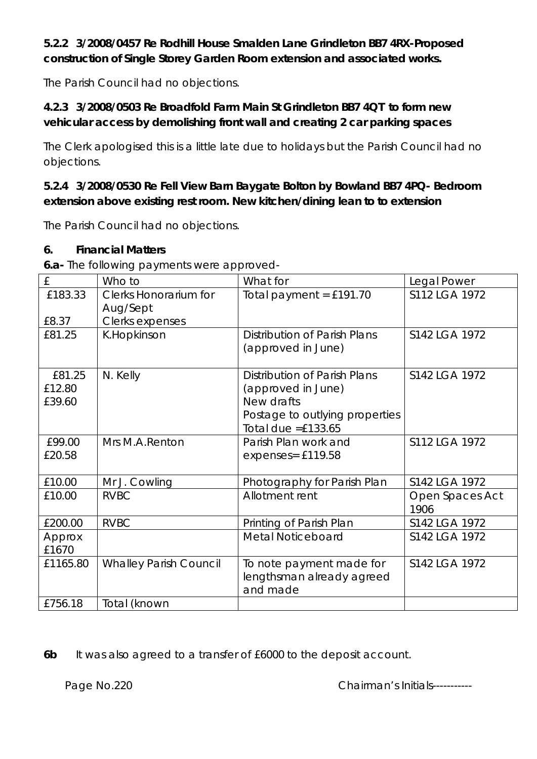**5.2.2 3/2008/0457 Re Rodhill House Smalden Lane Grindleton BB7 4RX-Proposed construction of Single Storey Garden Room extension and associated works.**

The Parish Council had no objections.

**4.2.3 3/2008/0503 Re Broadfold Farm Main St Grindleton BB7 4QT to form new vehicular access by demolishing front wall and creating 2 car parking spaces**

The Clerk apologised this is a little late due to holidays but the Parish Council had no objections.

**5.2.4 3/2008/0530 Re Fell View Barn Baygate Bolton by Bowland BB7 4PQ- Bedroom extension above existing rest room. New kitchen/dining lean to to extension**

The Parish Council had no objections.

**6. Financial Matters**

**6.a-** The following payments were approved-

| £ | Who to | What for | Legal Power |
|---|---|---|---|
| £183.33<br><br>£8.37 | Clerks Honorarium for Aug/Sept<br>Clerks expenses | Total payment = £191.70 | S112 LGA 1972 |
| £81.25 | K.Hopkinson | Distribution of Parish Plans (approved in June) | S142 LGA 1972 |
| £81.25<br>£12.80<br>£39.60 | N. Kelly | Distribution of Parish Plans (approved in June)<br>New drafts<br>Postage to outlying properties<br>Total due =£133.65 | S142 LGA 1972 |
| £99.00<br>£20.58 | Mrs M.A.Renton | Parish Plan work and expenses= £119.58 | S112 LGA 1972 |
| £10.00 | Mr J. Cowling | Photography for Parish Plan | S142 LGA 1972 |
| £10.00 | RVBC | Allotment rent | Open Spaces Act 1906 |
| £200.00 | RVBC | Printing of Parish Plan | S142 LGA 1972 |
| Approx £1670 | | Metal Noticeboard | S142 LGA 1972 |
| £1165.80 | Whalley Parish Council | To note payment made for lengthsman already agreed and made | S142 LGA 1972 |
| £756.18 | Total (known | | |

**6b** It was also agreed to a transfer of £6000 to the deposit account.

Chairman's Initials----------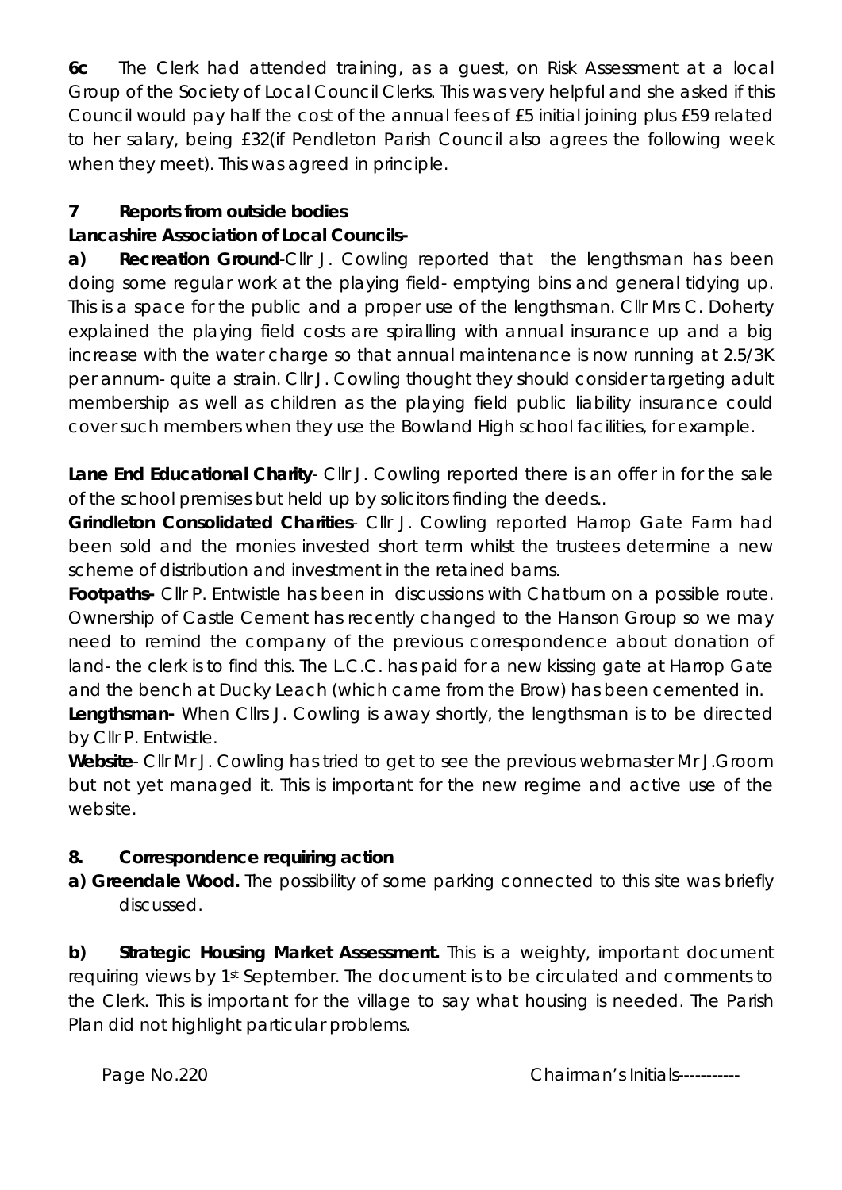**6c** The Clerk had attended training, as a guest, on Risk Assessment at a local Group of the Society of Local Council Clerks. This was very helpful and she asked if this Council would pay half the cost of the annual fees of £5 initial joining plus £59 related to her salary, being £32(if Pendleton Parish Council also agrees the following week when they meet). This was agreed in principle.

**7 Reports from outside bodies**

**Lancashire Association of Local Councils-**

**a) Recreation Ground**-Cllr J. Cowling reported that the lengthsman has been doing some regular work at the playing field- emptying bins and general tidying up. This is a space for the public and a proper use of the lengthsman. Cllr Mrs C. Doherty explained the playing field costs are spiralling with annual insurance up and a big increase with the water charge so that annual maintenance is now running at 2.5/3K per annum- quite a strain. Cllr J. Cowling thought they should consider targeting adult membership as well as children as the playing field public liability insurance could cover such members when they use the Bowland High school facilities, for example.

**Lane End Educational Charity**- Cllr J. Cowling reported there is an offer in for the sale of the school premises but held up by solicitors finding the deeds..

**Grindleton Consolidated Charities**- Cllr J. Cowling reported Harrop Gate Farm had been sold and the monies invested short term whilst the trustees determine a new scheme of distribution and investment in the retained barns.

**Footpaths-** Cllr P. Entwistle has been in discussions with Chatburn on a possible route. Ownership of Castle Cement has recently changed to the Hanson Group so we may need to remind the company of the previous correspondence about donation of land- the clerk is to find this. The L.C.C. has paid for a new kissing gate at Harrop Gate and the bench at Ducky Leach (which came from the Brow) has been cemented in.

**Lengthsman-** When Cllrs J. Cowling is away shortly, the lengthsman is to be directed by Cllr P. Entwistle.

**Website**- Cllr Mr J. Cowling has tried to get to see the previous webmaster Mr J.Groom but not yet managed it. This is important for the new regime and active use of the website.

**8. Correspondence requiring action**

**a) Greendale Wood.** The possibility of some parking connected to this site was briefly discussed.

**b) Strategic Housing Market Assessment.** This is a weighty, important document requiring views by 1st September. The document is to be circulated and comments to the Clerk. This is important for the village to say what housing is needed. The Parish Plan did not highlight particular problems.

Page No.220 Chairman's Initials----------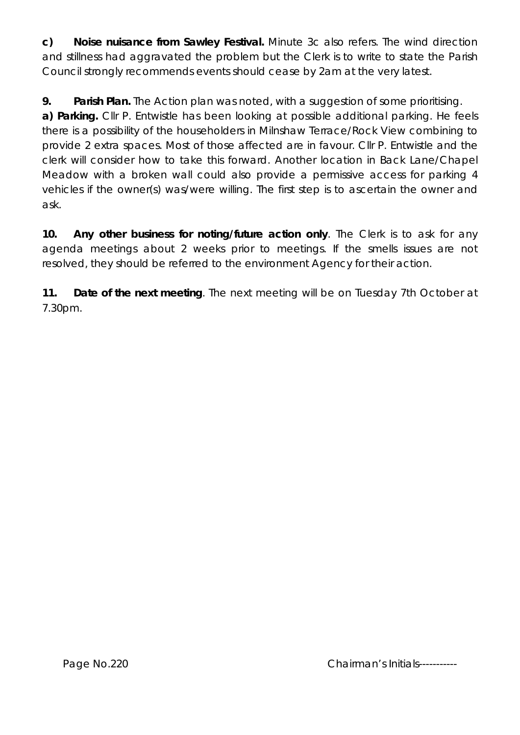**c) Noise nuisance from Sawley Festival.** Minute 3c also refers. The wind direction and stillness had aggravated the problem but the Clerk is to write to state the Parish Council strongly recommends events should cease by 2am at the very latest.

**9. Parish Plan.** The Action plan was noted, with a suggestion of some prioritising.

**a) Parking.** Cllr P. Entwistle has been looking at possible additional parking. He feels there is a possibility of the householders in Milnshaw Terrace/Rock View combining to provide 2 extra spaces. Most of those affected are in favour. Cllr P. Entwistle and the clerk will consider how to take this forward. Another location in Back Lane/Chapel Meadow with a broken wall could also provide a permissive access for parking 4 vehicles if the owner(s) was/were willing. The first step is to ascertain the owner and ask.

**10. Any other business for noting/future action only**. The Clerk is to ask for any agenda meetings about 2 weeks prior to meetings. If the smells issues are not resolved, they should be referred to the environment Agency for their action.

**11. Date of the next meeting**. The next meeting will be on Tuesday 7th October at 7.30pm.

Chairman's Initials----------